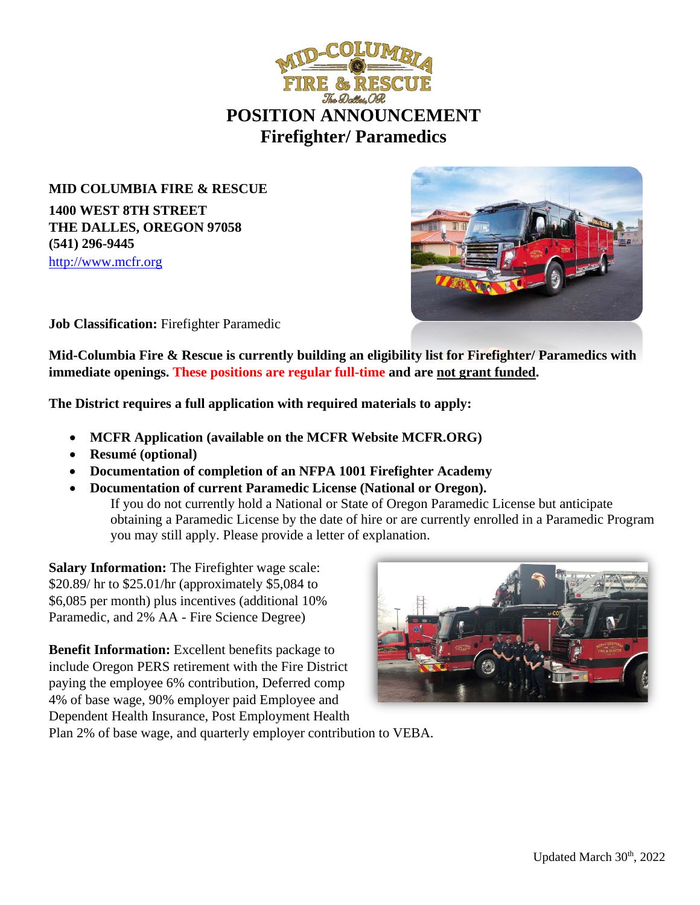# POSITION ANNOUNCEMENT

## Firefighter/ Paramedics

**MID COLUMBIA FIRE & RESCUE**

**1400 WEST 8TH STREET**
**THE DALLES, OREGON 97058**
**(541) 296-9445**
http://www.mcfr.org

**Job Classification:** Firefighter Paramedic

**Mid-Columbia Fire & Rescue is currently building an eligibility list for Firefighter/ Paramedics with immediate openings. These positions are regular full-time and are not grant funded.**

**The District requires a full application with required materials to apply:**

- **MCFR Application (available on the MCFR Website MCFR.ORG)**
- **Resumé (optional)**
- **Documentation of completion of an NFPA 1001 Firefighter Academy**
- **Documentation of current Paramedic License (National or Oregon).**
  If you do not currently hold a National or State of Oregon Paramedic License but anticipate obtaining a Paramedic License by the date of hire or are currently enrolled in a Paramedic Program you may still apply. Please provide a letter of explanation.

**Salary Information:** The Firefighter wage scale: $20.89/ hr to $25.01/hr (approximately $5,084 to $6,085 per month) plus incentives (additional 10% Paramedic, and 2% AA - Fire Science Degree)

**Benefit Information:** Excellent benefits package to include Oregon PERS retirement with the Fire District paying the employee 6% contribution, Deferred comp 4% of base wage, 90% employer paid Employee and Dependent Health Insurance, Post Employment Health Plan 2% of base wage, and quarterly employer contribution to VEBA.

Updated March 30th, 2022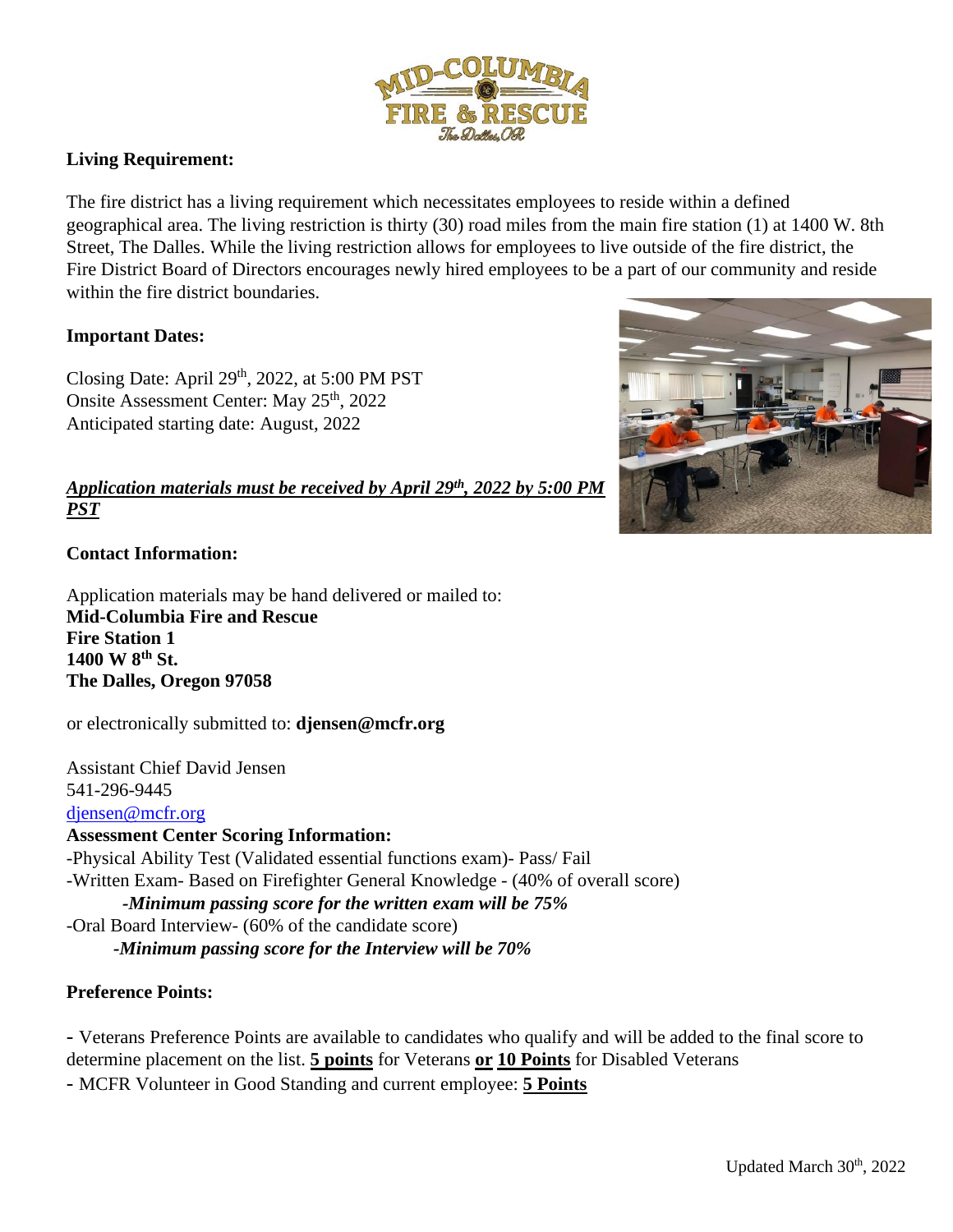**Living Requirement:**

The fire district has a living requirement which necessitates employees to reside within a defined geographical area. The living restriction is thirty (30) road miles from the main fire station (1) at 1400 W. 8th Street, The Dalles. While the living restriction allows for employees to live outside of the fire district, the Fire District Board of Directors encourages newly hired employees to be a part of our community and reside within the fire district boundaries.

**Important Dates:**

Closing Date: April 29th, 2022, at 5:00 PM PST
Onsite Assessment Center: May 25th, 2022
Anticipated starting date: August, 2022

***Application materials must be received by April 29th, 2022 by 5:00 PM PST***

**Contact Information:**

Application materials may be hand delivered or mailed to:
**Mid-Columbia Fire and Rescue**
**Fire Station 1**
**1400 W 8th St.**
**The Dalles, Oregon 97058**

or electronically submitted to: **djensen@mcfr.org**

Assistant Chief David Jensen
541-296-9445
djensen@mcfr.org

**Assessment Center Scoring Information:**

-Physical Ability Test (Validated essential functions exam)- Pass/ Fail
-Written Exam- Based on Firefighter General Knowledge - (40% of overall score)
***-Minimum passing score for the written exam will be 75%***
-Oral Board Interview- (60% of the candidate score)
***-Minimum passing score for the Interview will be 70%***

**Preference Points:**

- Veterans Preference Points are available to candidates who qualify and will be added to the final score to determine placement on the list. **5 points** for Veterans **or** **10 Points** for Disabled Veterans
- MCFR Volunteer in Good Standing and current employee: **5 Points**

Updated March 30th, 2022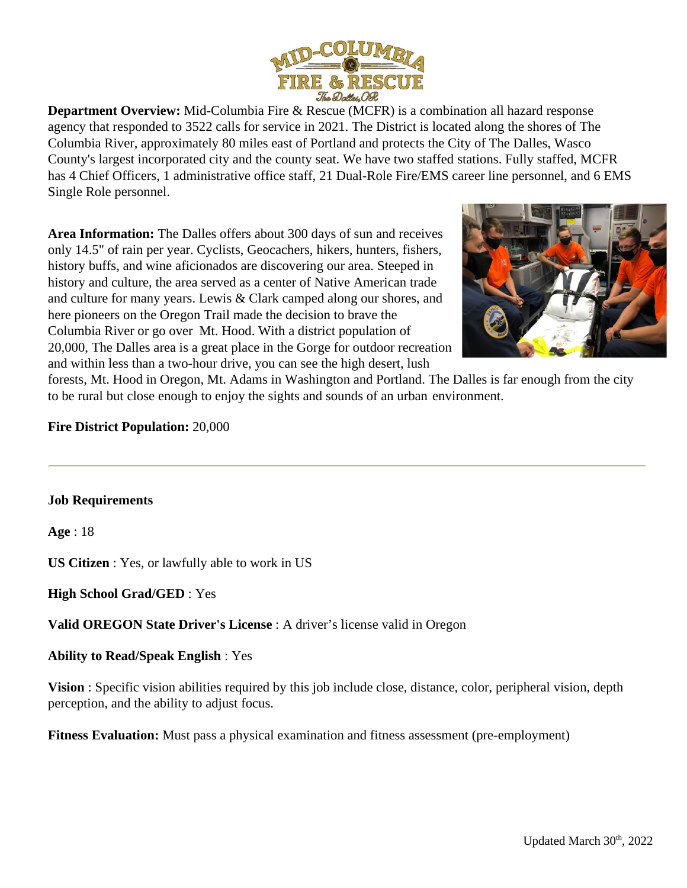**Department Overview:** Mid-Columbia Fire & Rescue (MCFR) is a combination all hazard response agency that responded to 3522 calls for service in 2021. The District is located along the shores of The Columbia River, approximately 80 miles east of Portland and protects the City of The Dalles, Wasco County's largest incorporated city and the county seat. We have two staffed stations. Fully staffed, MCFR has 4 Chief Officers, 1 administrative office staff, 21 Dual-Role Fire/EMS career line personnel, and 6 EMS Single Role personnel.

**Area Information:** The Dalles offers about 300 days of sun and receives only 14.5" of rain per year. Cyclists, Geocachers, hikers, hunters, fishers, history buffs, and wine aficionados are discovering our area. Steeped in history and culture, the area served as a center of Native American trade and culture for many years. Lewis & Clark camped along our shores, and here pioneers on the Oregon Trail made the decision to brave the Columbia River or go over Mt. Hood. With a district population of 20,000, The Dalles area is a great place in the Gorge for outdoor recreation and within less than a two-hour drive, you can see the high desert, lush forests, Mt. Hood in Oregon, Mt. Adams in Washington and Portland. The Dalles is far enough from the city to be rural but close enough to enjoy the sights and sounds of an urban environment.

**Fire District Population:** 20,000

---

**Job Requirements**

**Age** : 18

**US Citizen** : Yes, or lawfully able to work in US

**High School Grad/GED** : Yes

**Valid OREGON State Driver's License** : A driver's license valid in Oregon

**Ability to Read/Speak English** : Yes

**Vision** : Specific vision abilities required by this job include close, distance, color, peripheral vision, depth perception, and the ability to adjust focus.

**Fitness Evaluation:** Must pass a physical examination and fitness assessment (pre-employment)

Updated March 30th, 2022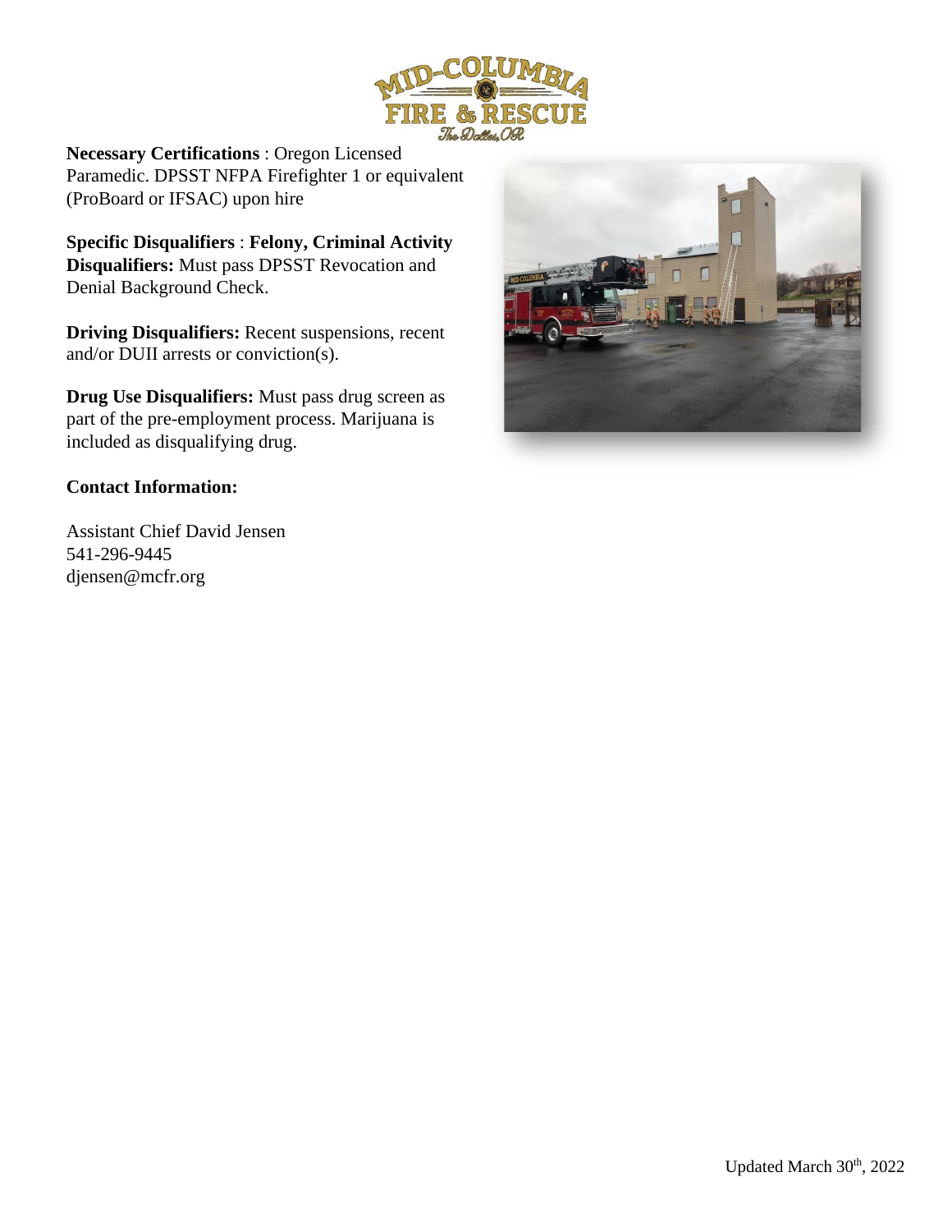**Necessary Certifications** : Oregon Licensed Paramedic. DPSST NFPA Firefighter 1 or equivalent (ProBoard or IFSAC) upon hire

**Specific Disqualifiers** : **Felony, Criminal Activity Disqualifiers:** Must pass DPSST Revocation and Denial Background Check.

**Driving Disqualifiers:** Recent suspensions, recent and/or DUII arrests or conviction(s).

**Drug Use Disqualifiers:** Must pass drug screen as part of the pre-employment process. Marijuana is included as disqualifying drug.

**Contact Information:**

Assistant Chief David Jensen
541-296-9445
djensen@mcfr.org

Updated March 30th, 2022